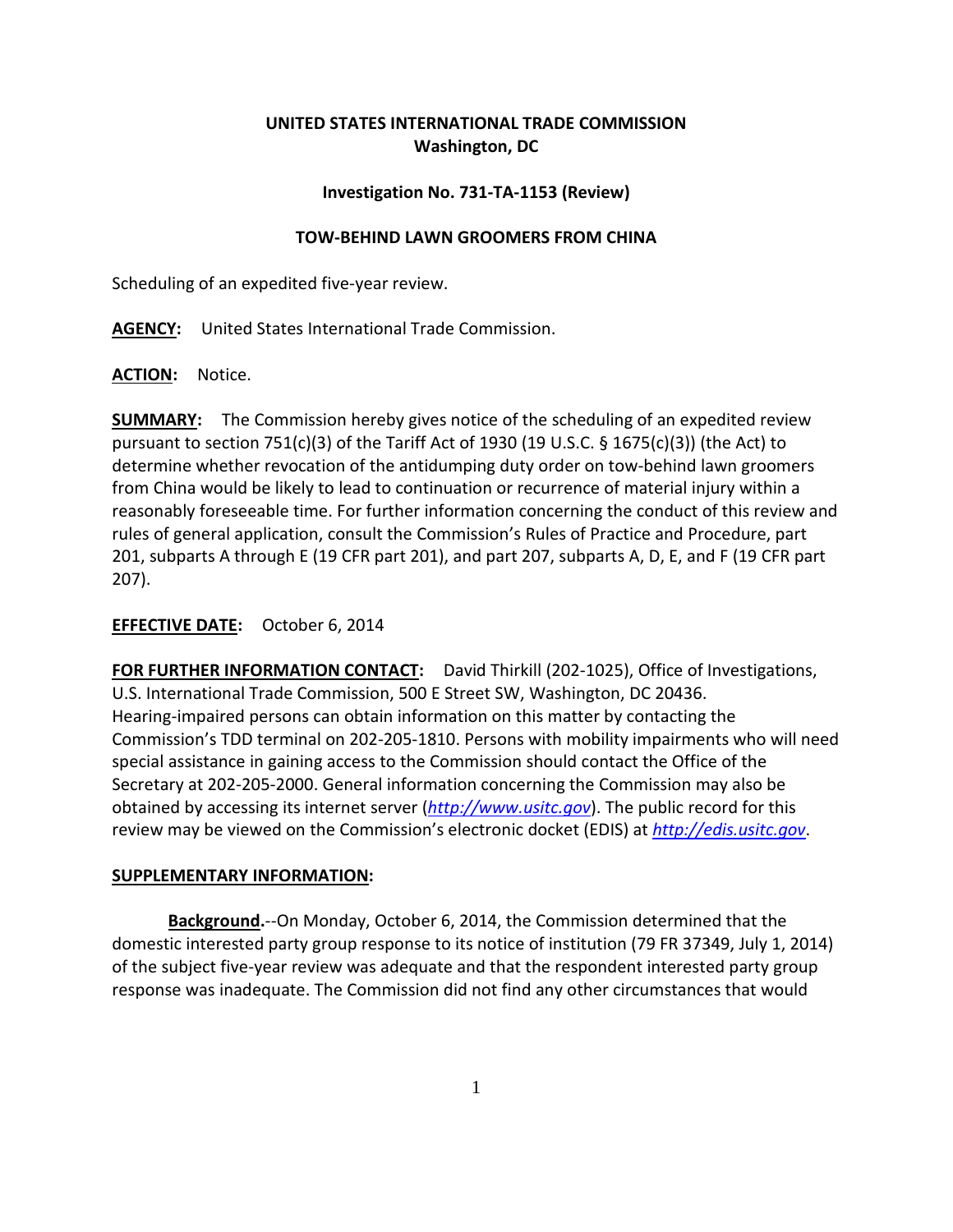**UNITED STATES INTERNATIONAL TRADE COMMISSION**
**Washington, DC**

**Investigation No. 731-TA-1153 (Review)**

**TOW-BEHIND LAWN GROOMERS FROM CHINA**

Scheduling of an expedited five-year review.

**AGENCY:** United States International Trade Commission.

**ACTION:** Notice.

**SUMMARY:** The Commission hereby gives notice of the scheduling of an expedited review pursuant to section 751(c)(3) of the Tariff Act of 1930 (19 U.S.C. § 1675(c)(3)) (the Act) to determine whether revocation of the antidumping duty order on tow-behind lawn groomers from China would be likely to lead to continuation or recurrence of material injury within a reasonably foreseeable time. For further information concerning the conduct of this review and rules of general application, consult the Commission's Rules of Practice and Procedure, part 201, subparts A through E (19 CFR part 201), and part 207, subparts A, D, E, and F (19 CFR part 207).

**EFFECTIVE DATE:** October 6, 2014

**FOR FURTHER INFORMATION CONTACT:** David Thirkill (202-1025), Office of Investigations, U.S. International Trade Commission, 500 E Street SW, Washington, DC 20436. Hearing-impaired persons can obtain information on this matter by contacting the Commission's TDD terminal on 202-205-1810. Persons with mobility impairments who will need special assistance in gaining access to the Commission should contact the Office of the Secretary at 202-205-2000. General information concerning the Commission may also be obtained by accessing its internet server (*http://www.usitc.gov*). The public record for this review may be viewed on the Commission's electronic docket (EDIS) at *http://edis.usitc.gov*.

**SUPPLEMENTARY INFORMATION:**

**Background.**--On Monday, October 6, 2014, the Commission determined that the domestic interested party group response to its notice of institution (79 FR 37349, July 1, 2014) of the subject five-year review was adequate and that the respondent interested party group response was inadequate. The Commission did not find any other circumstances that would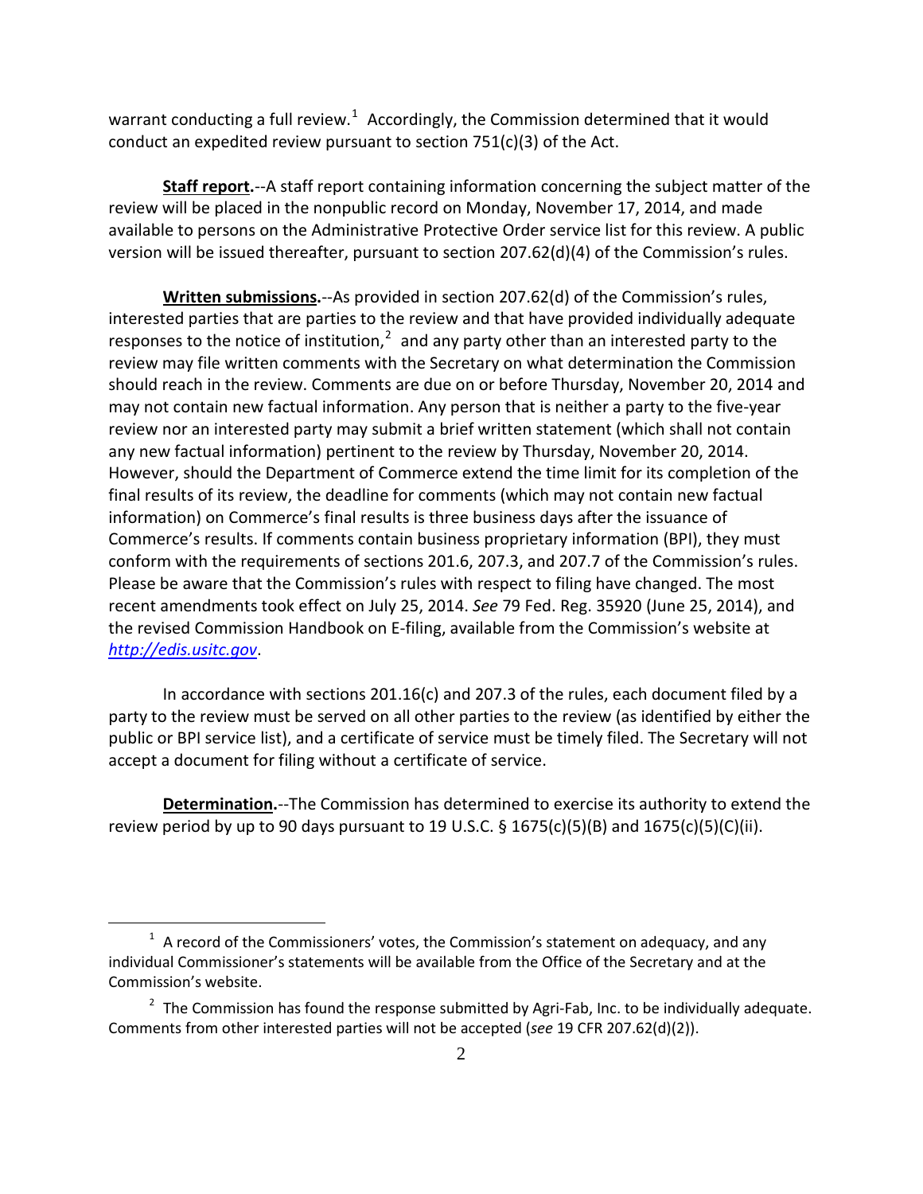warrant conducting a full review.[1] Accordingly, the Commission determined that it would conduct an expedited review pursuant to section 751(c)(3) of the Act.

**Staff report.**--A staff report containing information concerning the subject matter of the review will be placed in the nonpublic record on Monday, November 17, 2014, and made available to persons on the Administrative Protective Order service list for this review. A public version will be issued thereafter, pursuant to section 207.62(d)(4) of the Commission's rules.

**Written submissions.**--As provided in section 207.62(d) of the Commission's rules, interested parties that are parties to the review and that have provided individually adequate responses to the notice of institution,[2] and any party other than an interested party to the review may file written comments with the Secretary on what determination the Commission should reach in the review. Comments are due on or before Thursday, November 20, 2014 and may not contain new factual information. Any person that is neither a party to the five-year review nor an interested party may submit a brief written statement (which shall not contain any new factual information) pertinent to the review by Thursday, November 20, 2014. However, should the Department of Commerce extend the time limit for its completion of the final results of its review, the deadline for comments (which may not contain new factual information) on Commerce's final results is three business days after the issuance of Commerce's results. If comments contain business proprietary information (BPI), they must conform with the requirements of sections 201.6, 207.3, and 207.7 of the Commission's rules. Please be aware that the Commission's rules with respect to filing have changed. The most recent amendments took effect on July 25, 2014. *See* 79 Fed. Reg. 35920 (June 25, 2014), and the revised Commission Handbook on E-filing, available from the Commission's website at http://edis.usitc.gov.

In accordance with sections 201.16(c) and 207.3 of the rules, each document filed by a party to the review must be served on all other parties to the review (as identified by either the public or BPI service list), and a certificate of service must be timely filed. The Secretary will not accept a document for filing without a certificate of service.

**Determination.**--The Commission has determined to exercise its authority to extend the review period by up to 90 days pursuant to 19 U.S.C. § 1675(c)(5)(B) and 1675(c)(5)(C)(ii).

---

[1] A record of the Commissioners' votes, the Commission's statement on adequacy, and any individual Commissioner's statements will be available from the Office of the Secretary and at the Commission's website.

[2] The Commission has found the response submitted by Agri-Fab, Inc. to be individually adequate. Comments from other interested parties will not be accepted (*see* 19 CFR 207.62(d)(2)).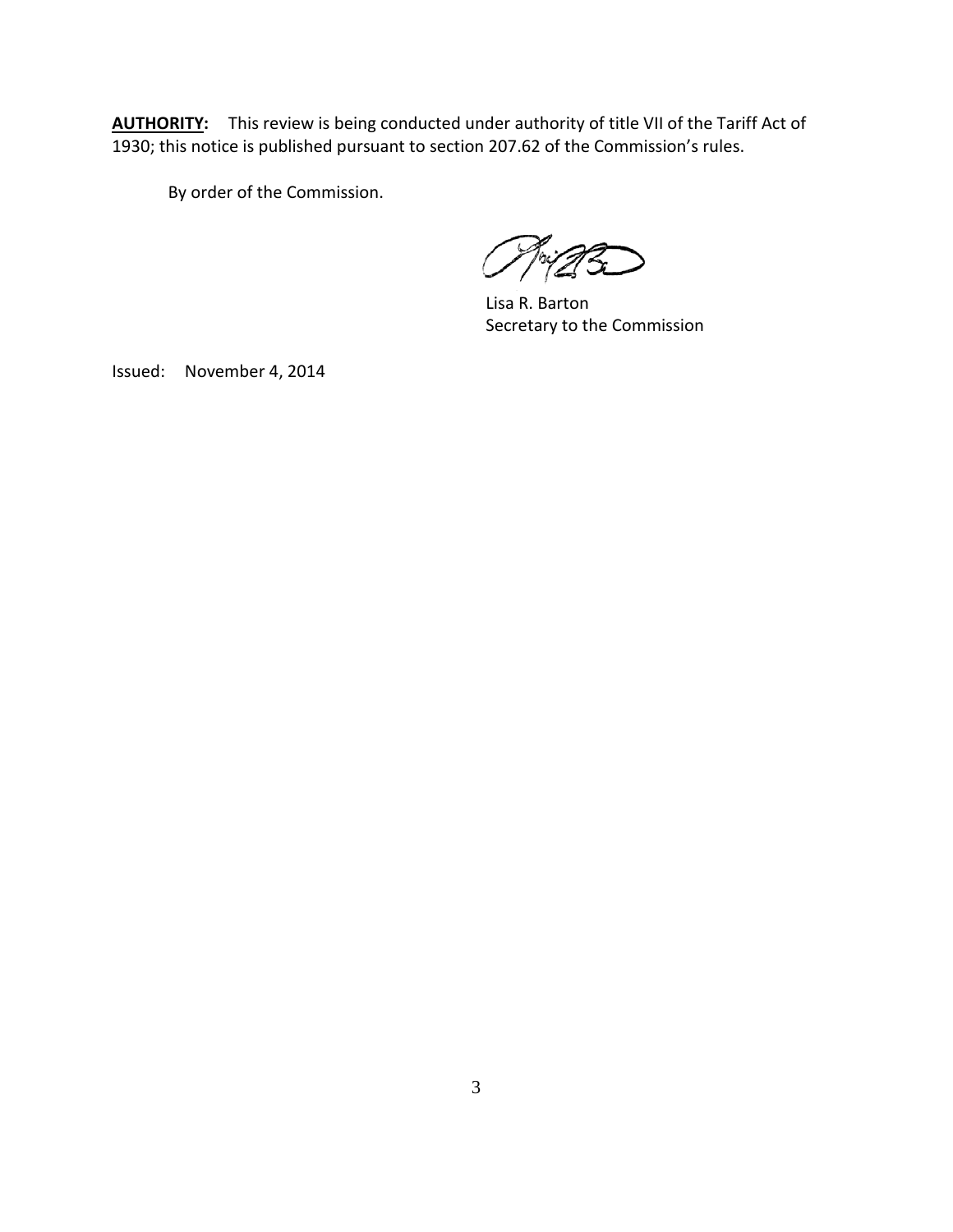**AUTHORITY:** This review is being conducted under authority of title VII of the Tariff Act of 1930; this notice is published pursuant to section 207.62 of the Commission's rules.

By order of the Commission.

Lisa R. Barton
Secretary to the Commission

Issued: November 4, 2014